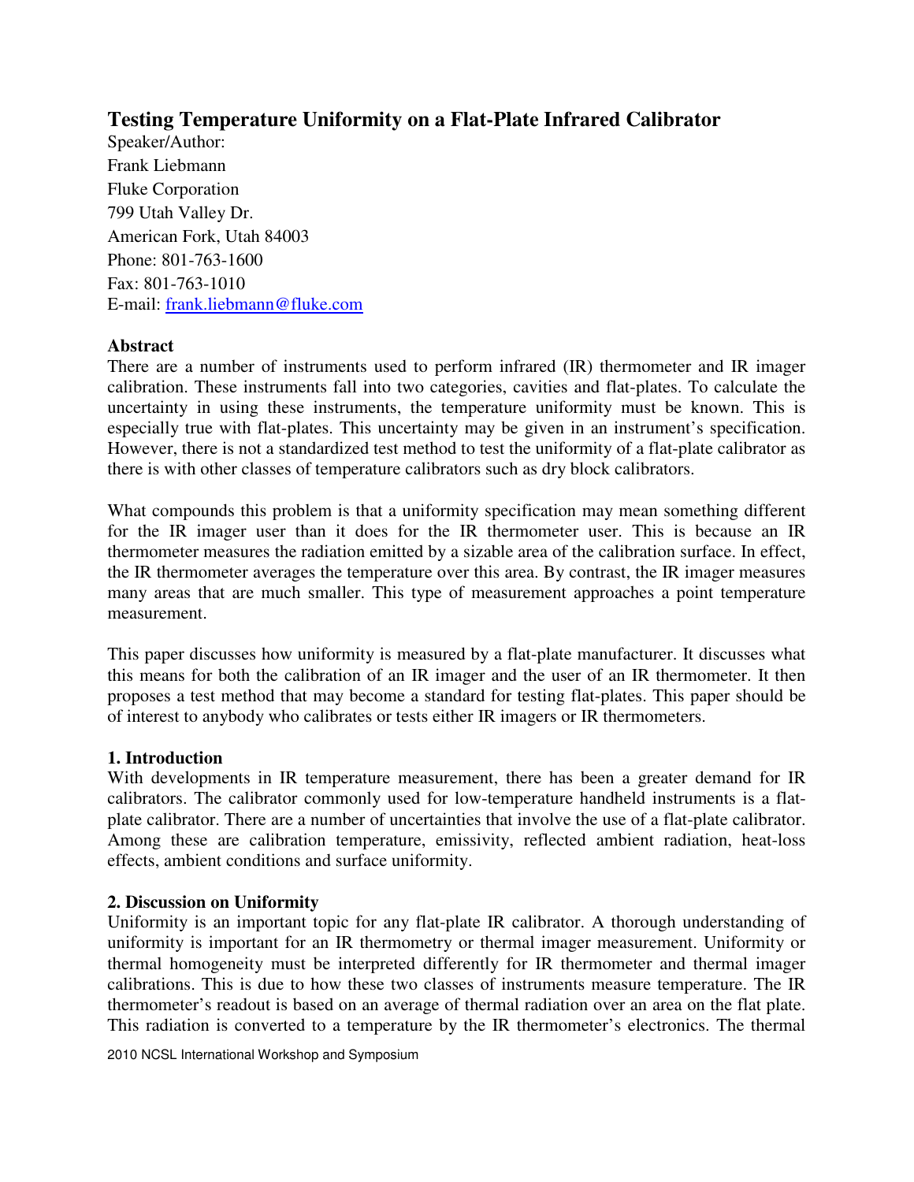# Testing Temperature Uniformity on a Flat-Plate Infrared Calibrator

Speaker/Author:
Frank Liebmann
Fluke Corporation
799 Utah Valley Dr.
American Fork, Utah 84003
Phone: 801-763-1600
Fax: 801-763-1010
E-mail: frank.liebmann@fluke.com

**Abstract**

There are a number of instruments used to perform infrared (IR) thermometer and IR imager calibration. These instruments fall into two categories, cavities and flat-plates. To calculate the uncertainty in using these instruments, the temperature uniformity must be known. This is especially true with flat-plates. This uncertainty may be given in an instrument's specification. However, there is not a standardized test method to test the uniformity of a flat-plate calibrator as there is with other classes of temperature calibrators such as dry block calibrators.

What compounds this problem is that a uniformity specification may mean something different for the IR imager user than it does for the IR thermometer user. This is because an IR thermometer measures the radiation emitted by a sizable area of the calibration surface. In effect, the IR thermometer averages the temperature over this area. By contrast, the IR imager measures many areas that are much smaller. This type of measurement approaches a point temperature measurement.

This paper discusses how uniformity is measured by a flat-plate manufacturer. It discusses what this means for both the calibration of an IR imager and the user of an IR thermometer. It then proposes a test method that may become a standard for testing flat-plates. This paper should be of interest to anybody who calibrates or tests either IR imagers or IR thermometers.

**1. Introduction**

With developments in IR temperature measurement, there has been a greater demand for IR calibrators. The calibrator commonly used for low-temperature handheld instruments is a flat-plate calibrator. There are a number of uncertainties that involve the use of a flat-plate calibrator. Among these are calibration temperature, emissivity, reflected ambient radiation, heat-loss effects, ambient conditions and surface uniformity.

**2. Discussion on Uniformity**

Uniformity is an important topic for any flat-plate IR calibrator. A thorough understanding of uniformity is important for an IR thermometry or thermal imager measurement. Uniformity or thermal homogeneity must be interpreted differently for IR thermometer and thermal imager calibrations. This is due to how these two classes of instruments measure temperature. The IR thermometer's readout is based on an average of thermal radiation over an area on the flat plate. This radiation is converted to a temperature by the IR thermometer's electronics. The thermal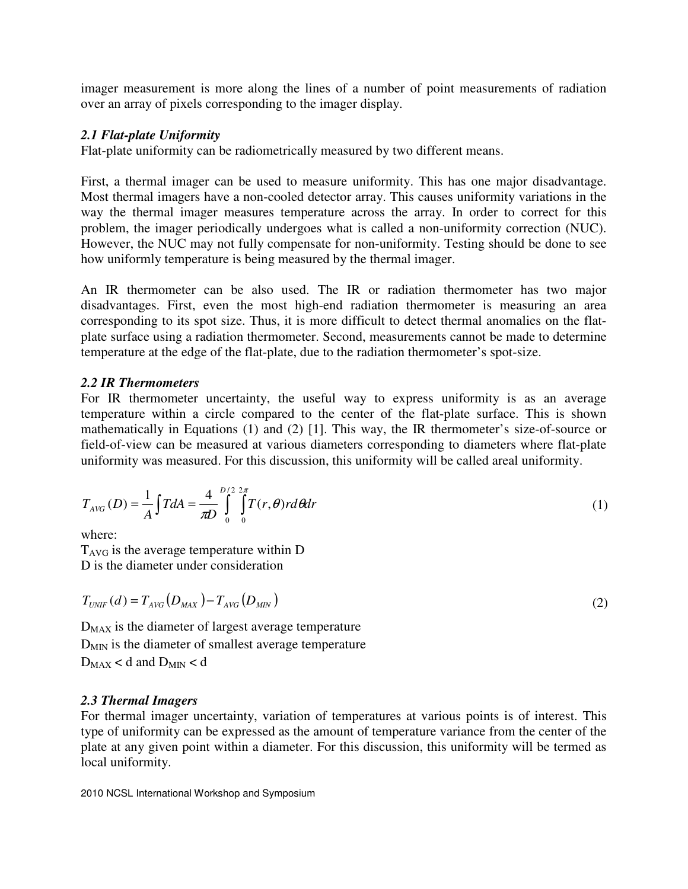imager measurement is more along the lines of a number of point measurements of radiation over an array of pixels corresponding to the imager display.

### *2.1 Flat-plate Uniformity*

Flat-plate uniformity can be radiometrically measured by two different means.

First, a thermal imager can be used to measure uniformity. This has one major disadvantage. Most thermal imagers have a non-cooled detector array. This causes uniformity variations in the way the thermal imager measures temperature across the array. In order to correct for this problem, the imager periodically undergoes what is called a non-uniformity correction (NUC). However, the NUC may not fully compensate for non-uniformity. Testing should be done to see how uniformly temperature is being measured by the thermal imager.

An IR thermometer can be also used. The IR or radiation thermometer has two major disadvantages. First, even the most high-end radiation thermometer is measuring an area corresponding to its spot size. Thus, it is more difficult to detect thermal anomalies on the flat-plate surface using a radiation thermometer. Second, measurements cannot be made to determine temperature at the edge of the flat-plate, due to the radiation thermometer's spot-size.

### *2.2 IR Thermometers*

For IR thermometer uncertainty, the useful way to express uniformity is as an average temperature within a circle compared to the center of the flat-plate surface. This is shown mathematically in Equations (1) and (2) [1]. This way, the IR thermometer's size-of-source or field-of-view can be measured at various diameters corresponding to diameters where flat-plate uniformity was measured. For this discussion, this uniformity will be called areal uniformity.

$$T_{AVG}(D) = \frac{1}{A}\int T dA = \frac{4}{\pi D}\int_{0}^{D/2}\int_{0}^{2\pi} T(r,\theta) r d\theta dr \tag{1}$$

where:

$T_{AVG}$ is the average temperature within D

D is the diameter under consideration

$$T_{UNIF}(d) = T_{AVG}(D_{MAX}) - T_{AVG}(D_{MIN}) \tag{2}$$

$D_{MAX}$ is the diameter of largest average temperature

$D_{MIN}$ is the diameter of smallest average temperature

$D_{MAX} < d$ and $D_{MIN} < d$

### *2.3 Thermal Imagers*

For thermal imager uncertainty, variation of temperatures at various points is of interest. This type of uniformity can be expressed as the amount of temperature variance from the center of the plate at any given point within a diameter. For this discussion, this uniformity will be termed as local uniformity.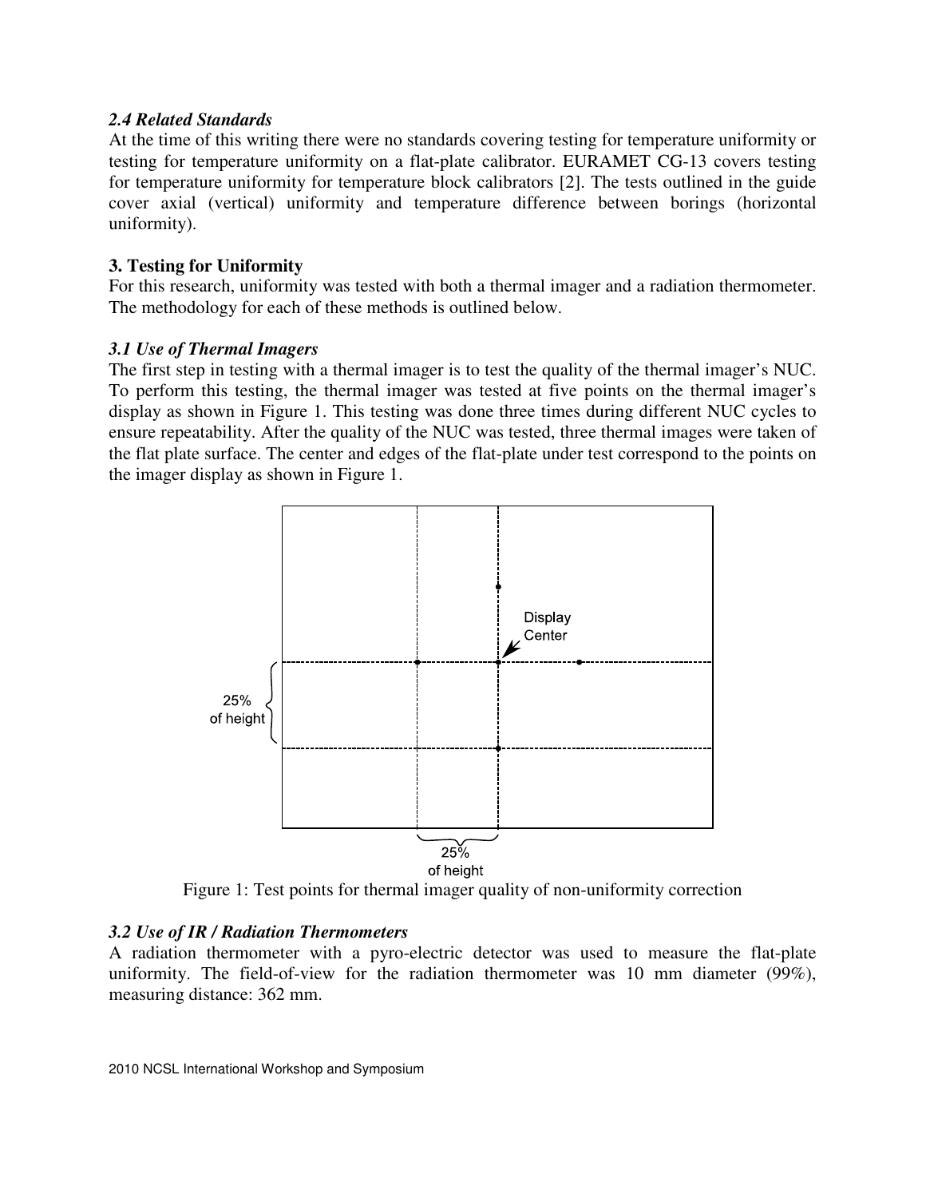### *2.4 Related Standards*

At the time of this writing there were no standards covering testing for temperature uniformity or testing for temperature uniformity on a flat-plate calibrator. EURAMET CG-13 covers testing for temperature uniformity for temperature block calibrators [2]. The tests outlined in the guide cover axial (vertical) uniformity and temperature difference between borings (horizontal uniformity).

## 3. Testing for Uniformity

For this research, uniformity was tested with both a thermal imager and a radiation thermometer. The methodology for each of these methods is outlined below.

### *3.1 Use of Thermal Imagers*

The first step in testing with a thermal imager is to test the quality of the thermal imager's NUC. To perform this testing, the thermal imager was tested at five points on the thermal imager's display as shown in Figure 1. This testing was done three times during different NUC cycles to ensure repeatability. After the quality of the NUC was tested, three thermal images were taken of the flat plate surface. The center and edges of the flat-plate under test correspond to the points on the imager display as shown in Figure 1.

Figure 1: Test points for thermal imager quality of non-uniformity correction

### *3.2 Use of IR / Radiation Thermometers*

A radiation thermometer with a pyro-electric detector was used to measure the flat-plate uniformity. The field-of-view for the radiation thermometer was 10 mm diameter (99%), measuring distance: 362 mm.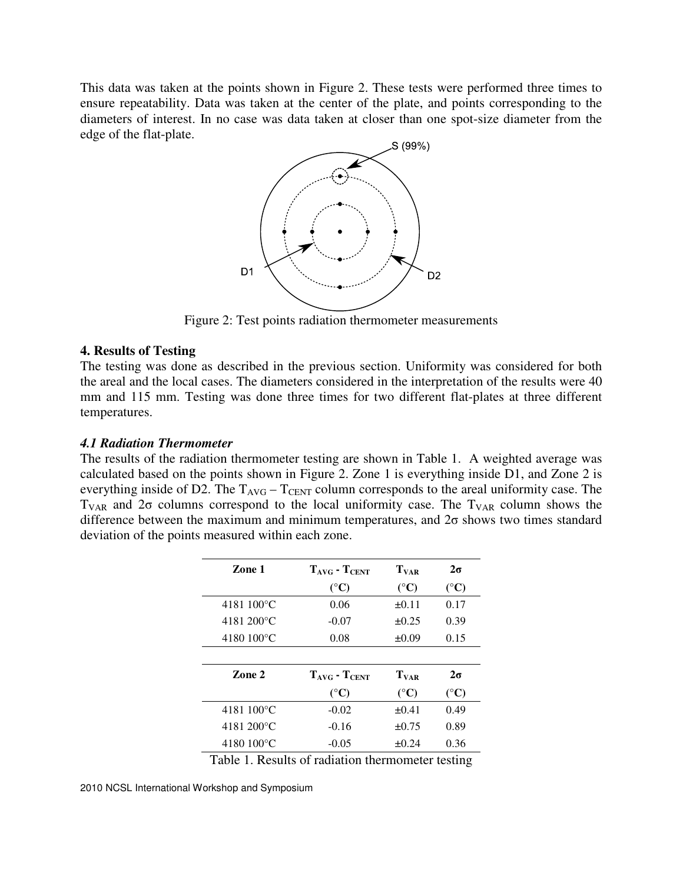This data was taken at the points shown in Figure 2. These tests were performed three times to ensure repeatability. Data was taken at the center of the plate, and points corresponding to the diameters of interest. In no case was data taken at closer than one spot-size diameter from the edge of the flat-plate.

Figure 2: Test points radiation thermometer measurements

### 4. Results of Testing

The testing was done as described in the previous section. Uniformity was considered for both the areal and the local cases. The diameters considered in the interpretation of the results were 40 mm and 115 mm. Testing was done three times for two different flat-plates at three different temperatures.

#### *4.1 Radiation Thermometer*

The results of the radiation thermometer testing are shown in Table 1. A weighted average was calculated based on the points shown in Figure 2. Zone 1 is everything inside D1, and Zone 2 is everything inside of D2. The $T_{AVG} - T_{CENT}$ column corresponds to the areal uniformity case. The $T_{VAR}$ and 2σ columns correspond to the local uniformity case. The $T_{VAR}$ column shows the difference between the maximum and minimum temperatures, and 2σ shows two times standard deviation of the points measured within each zone.

| Zone 1 | $T_{AVG}$ - $T_{CENT}$ (°C) | $T_{VAR}$ (°C) | 2σ (°C) |
|---|---|---|---|
| 4181 100°C | 0.06 | ±0.11 | 0.17 |
| 4181 200°C | -0.07 | ±0.25 | 0.39 |
| 4180 100°C | 0.08 | ±0.09 | 0.15 |

| Zone 2 | $T_{AVG}$ - $T_{CENT}$ (°C) | $T_{VAR}$ (°C) | 2σ (°C) |
|---|---|---|---|
| 4181 100°C | -0.02 | ±0.41 | 0.49 |
| 4181 200°C | -0.16 | ±0.75 | 0.89 |
| 4180 100°C | -0.05 | ±0.24 | 0.36 |

Table 1. Results of radiation thermometer testing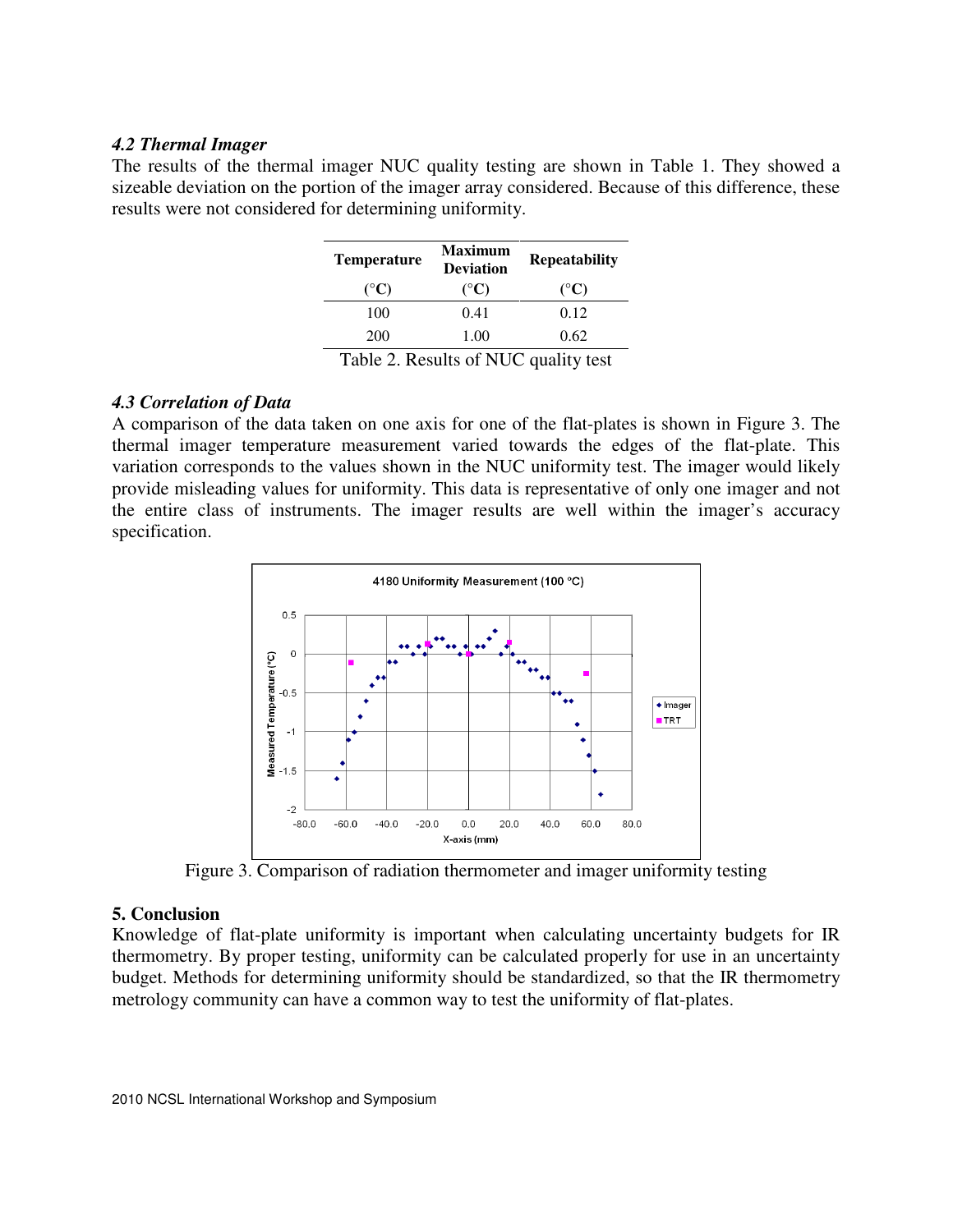### *4.2 Thermal Imager*

The results of the thermal imager NUC quality testing are shown in Table 1. They showed a sizeable deviation on the portion of the imager array considered. Because of this difference, these results were not considered for determining uniformity.

| Temperature (°C) | Maximum Deviation (°C) | Repeatability (°C) |
|---|---|---|
| 100 | 0.41 | 0.12 |
| 200 | 1.00 | 0.62 |

Table 2. Results of NUC quality test

### *4.3 Correlation of Data*

A comparison of the data taken on one axis for one of the flat-plates is shown in Figure 3. The thermal imager temperature measurement varied towards the edges of the flat-plate. This variation corresponds to the values shown in the NUC uniformity test. The imager would likely provide misleading values for uniformity. This data is representative of only one imager and not the entire class of instruments. The imager results are well within the imager's accuracy specification.

Figure 3. Comparison of radiation thermometer and imager uniformity testing

## 5. Conclusion

Knowledge of flat-plate uniformity is important when calculating uncertainty budgets for IR thermometry. By proper testing, uniformity can be calculated properly for use in an uncertainty budget. Methods for determining uniformity should be standardized, so that the IR thermometry metrology community can have a common way to test the uniformity of flat-plates.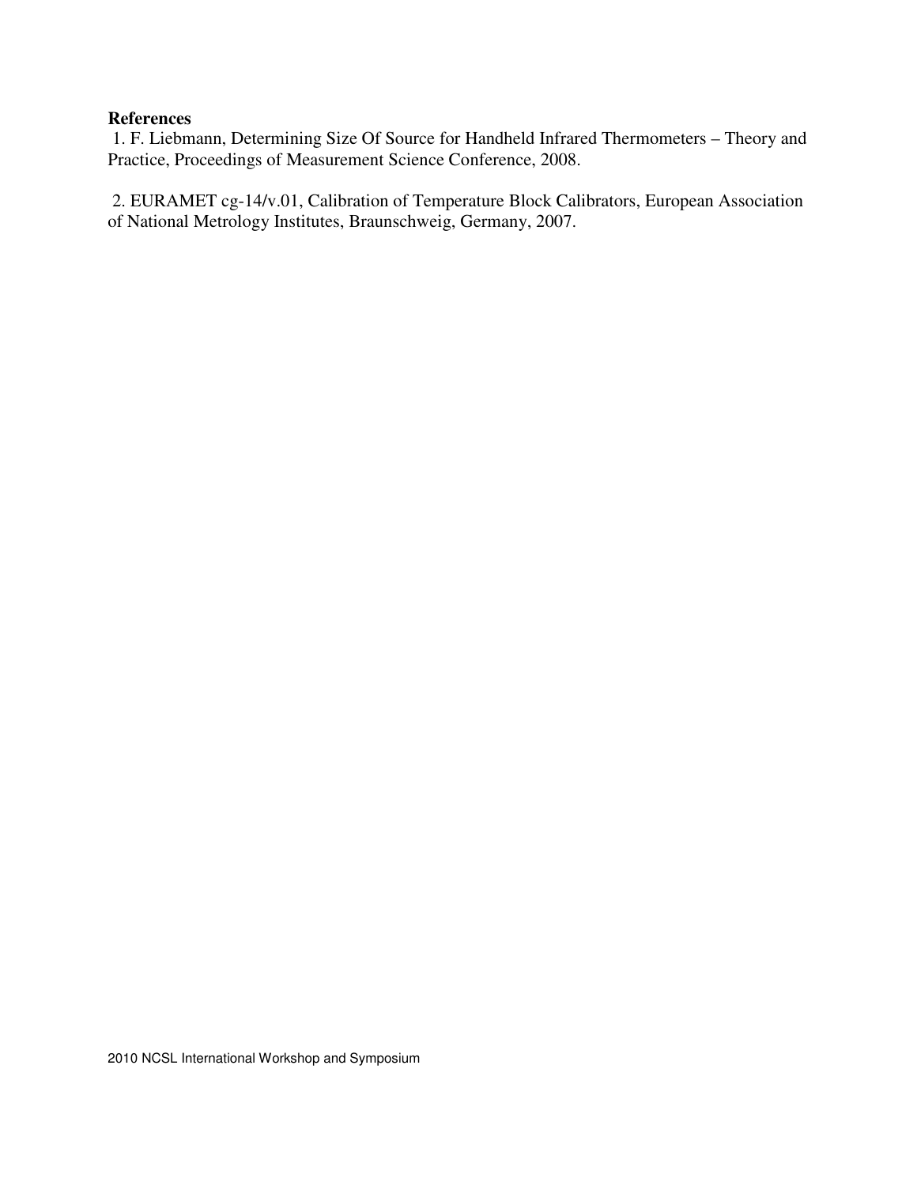**References**

1. F. Liebmann, Determining Size Of Source for Handheld Infrared Thermometers – Theory and Practice, Proceedings of Measurement Science Conference, 2008.

2. EURAMET cg-14/v.01, Calibration of Temperature Block Calibrators, European Association of National Metrology Institutes, Braunschweig, Germany, 2007.